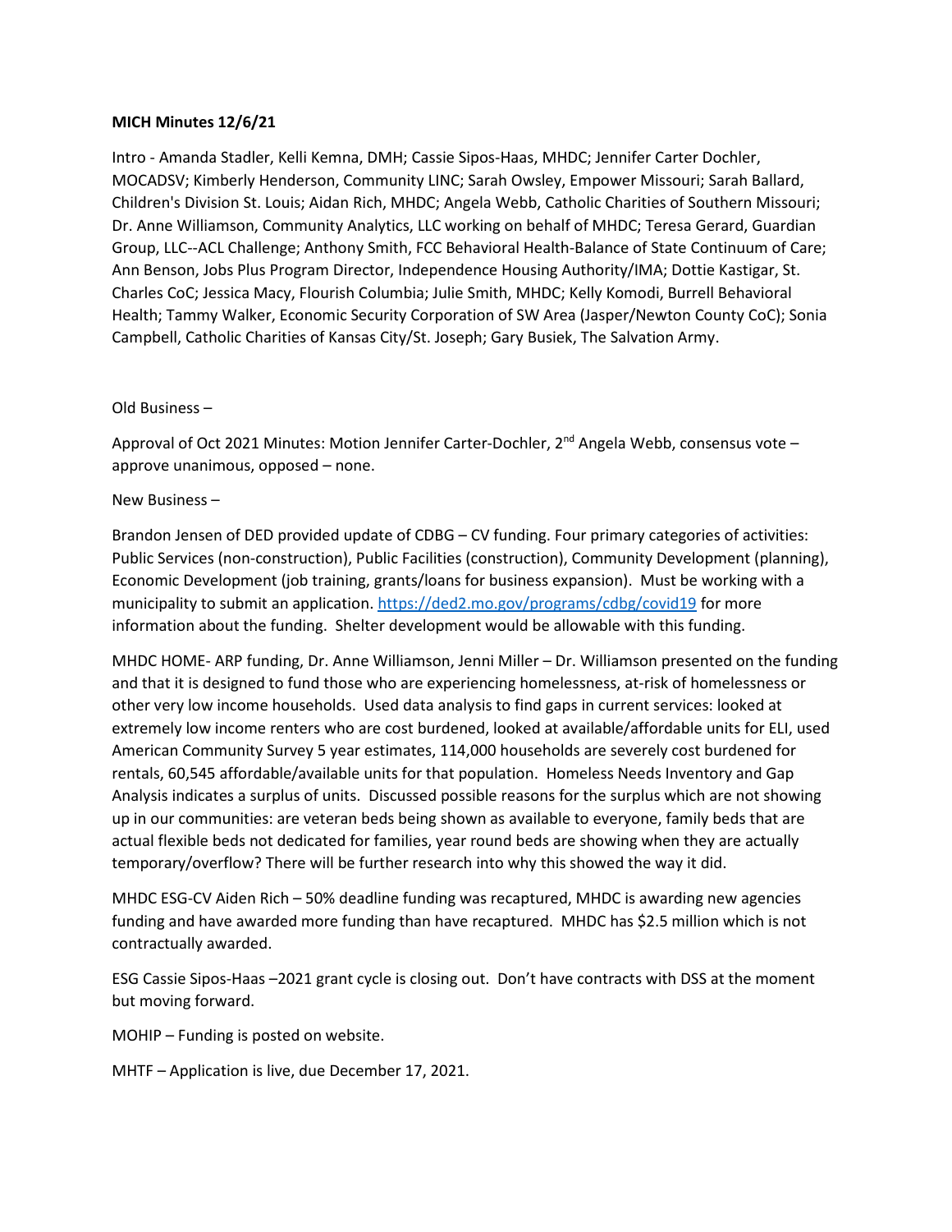**MICH Minutes 12/6/21**

Intro - Amanda Stadler, Kelli Kemna, DMH; Cassie Sipos-Haas, MHDC; Jennifer Carter Dochler, MOCADSV; Kimberly Henderson, Community LINC; Sarah Owsley, Empower Missouri; Sarah Ballard, Children's Division St. Louis; Aidan Rich, MHDC; Angela Webb, Catholic Charities of Southern Missouri; Dr. Anne Williamson, Community Analytics, LLC working on behalf of MHDC; Teresa Gerard, Guardian Group, LLC--ACL Challenge; Anthony Smith, FCC Behavioral Health-Balance of State Continuum of Care; Ann Benson, Jobs Plus Program Director, Independence Housing Authority/IMA; Dottie Kastigar, St. Charles CoC; Jessica Macy, Flourish Columbia; Julie Smith, MHDC; Kelly Komodi, Burrell Behavioral Health; Tammy Walker, Economic Security Corporation of SW Area (Jasper/Newton County CoC); Sonia Campbell, Catholic Charities of Kansas City/St. Joseph; Gary Busiek, The Salvation Army.

Old Business –

Approval of Oct 2021 Minutes: Motion Jennifer Carter-Dochler, 2nd Angela Webb, consensus vote – approve unanimous, opposed – none.

New Business –

Brandon Jensen of DED provided update of CDBG – CV funding. Four primary categories of activities: Public Services (non-construction), Public Facilities (construction), Community Development (planning), Economic Development (job training, grants/loans for business expansion). Must be working with a municipality to submit an application. https://ded2.mo.gov/programs/cdbg/covid19 for more information about the funding. Shelter development would be allowable with this funding.

MHDC HOME- ARP funding, Dr. Anne Williamson, Jenni Miller – Dr. Williamson presented on the funding and that it is designed to fund those who are experiencing homelessness, at-risk of homelessness or other very low income households. Used data analysis to find gaps in current services: looked at extremely low income renters who are cost burdened, looked at available/affordable units for ELI, used American Community Survey 5 year estimates, 114,000 households are severely cost burdened for rentals, 60,545 affordable/available units for that population. Homeless Needs Inventory and Gap Analysis indicates a surplus of units. Discussed possible reasons for the surplus which are not showing up in our communities: are veteran beds being shown as available to everyone, family beds that are actual flexible beds not dedicated for families, year round beds are showing when they are actually temporary/overflow? There will be further research into why this showed the way it did.

MHDC ESG-CV Aiden Rich – 50% deadline funding was recaptured, MHDC is awarding new agencies funding and have awarded more funding than have recaptured. MHDC has $2.5 million which is not contractually awarded.

ESG Cassie Sipos-Haas –2021 grant cycle is closing out. Don't have contracts with DSS at the moment but moving forward.

MOHIP – Funding is posted on website.

MHTF – Application is live, due December 17, 2021.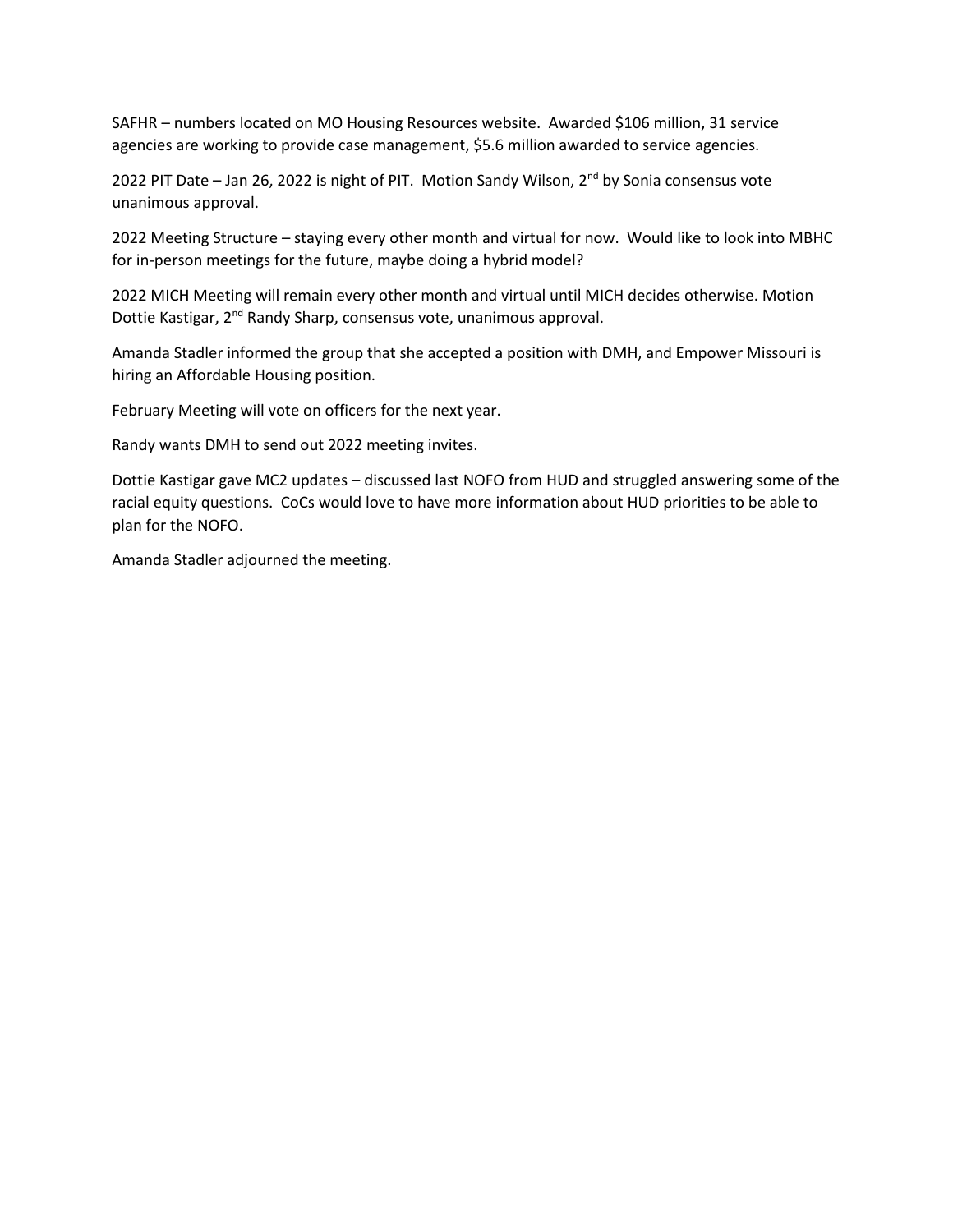SAFHR – numbers located on MO Housing Resources website. Awarded $106 million, 31 service agencies are working to provide case management, $5.6 million awarded to service agencies.

2022 PIT Date – Jan 26, 2022 is night of PIT. Motion Sandy Wilson, 2nd by Sonia consensus vote unanimous approval.

2022 Meeting Structure – staying every other month and virtual for now. Would like to look into MBHC for in-person meetings for the future, maybe doing a hybrid model?

2022 MICH Meeting will remain every other month and virtual until MICH decides otherwise. Motion Dottie Kastigar, 2nd Randy Sharp, consensus vote, unanimous approval.

Amanda Stadler informed the group that she accepted a position with DMH, and Empower Missouri is hiring an Affordable Housing position.

February Meeting will vote on officers for the next year.

Randy wants DMH to send out 2022 meeting invites.

Dottie Kastigar gave MC2 updates – discussed last NOFO from HUD and struggled answering some of the racial equity questions. CoCs would love to have more information about HUD priorities to be able to plan for the NOFO.

Amanda Stadler adjourned the meeting.